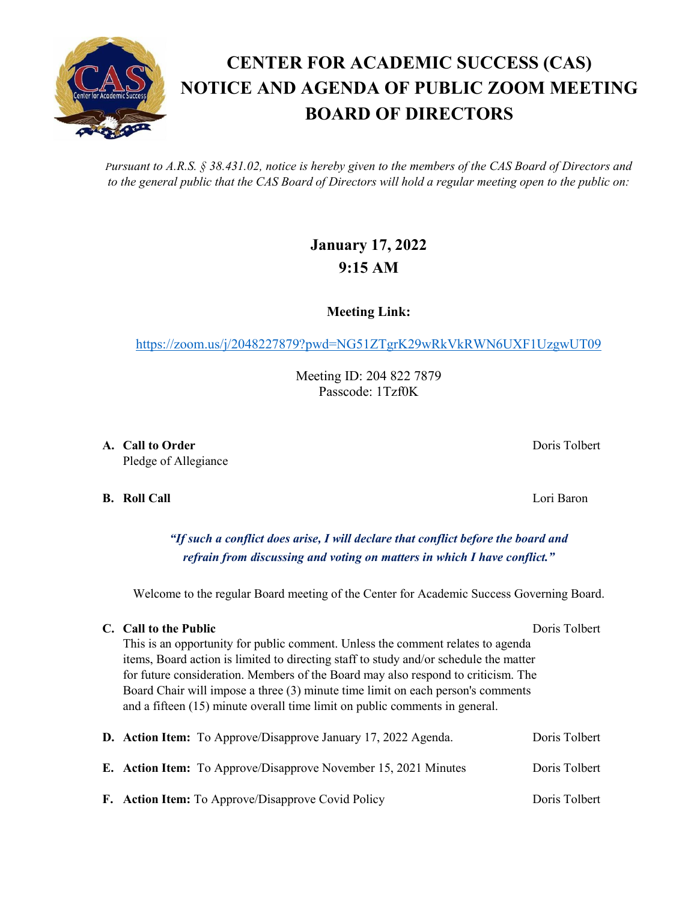# CENTER FOR ACADEMIC SUCCESS (CAS) NOTICE AND AGENDA OF PUBLIC ZOOM MEETING BOARD OF DIRECTORS

*Pursuant to A.R.S. § 38.431.02, notice is hereby given to the members of the CAS Board of Directors and to the general public that the CAS Board of Directors will hold a regular meeting open to the public on:*

**January 17, 2022**
**9:15 AM**

**Meeting Link:**

https://zoom.us/j/2048227879?pwd=NG51ZTgrK29wRkVkRWN6UXF1UzgwUT09

Meeting ID: 204 822 7879
Passcode: 1Tzf0K

**A. Call to Order** — Doris Tolbert
Pledge of Allegiance

**B. Roll Call** — Lori Baron

***"If such a conflict does arise, I will declare that conflict before the board and refrain from discussing and voting on matters in which I have conflict."***

Welcome to the regular Board meeting of the Center for Academic Success Governing Board.

**C. Call to the Public** — Doris Tolbert
This is an opportunity for public comment. Unless the comment relates to agenda items, Board action is limited to directing staff to study and/or schedule the matter for future consideration. Members of the Board may also respond to criticism. The Board Chair will impose a three (3) minute time limit on each person's comments and a fifteen (15) minute overall time limit on public comments in general.

**D. Action Item:** To Approve/Disapprove January 17, 2022 Agenda. — Doris Tolbert

**E. Action Item:** To Approve/Disapprove November 15, 2021 Minutes — Doris Tolbert

**F. Action Item:** To Approve/Disapprove Covid Policy — Doris Tolbert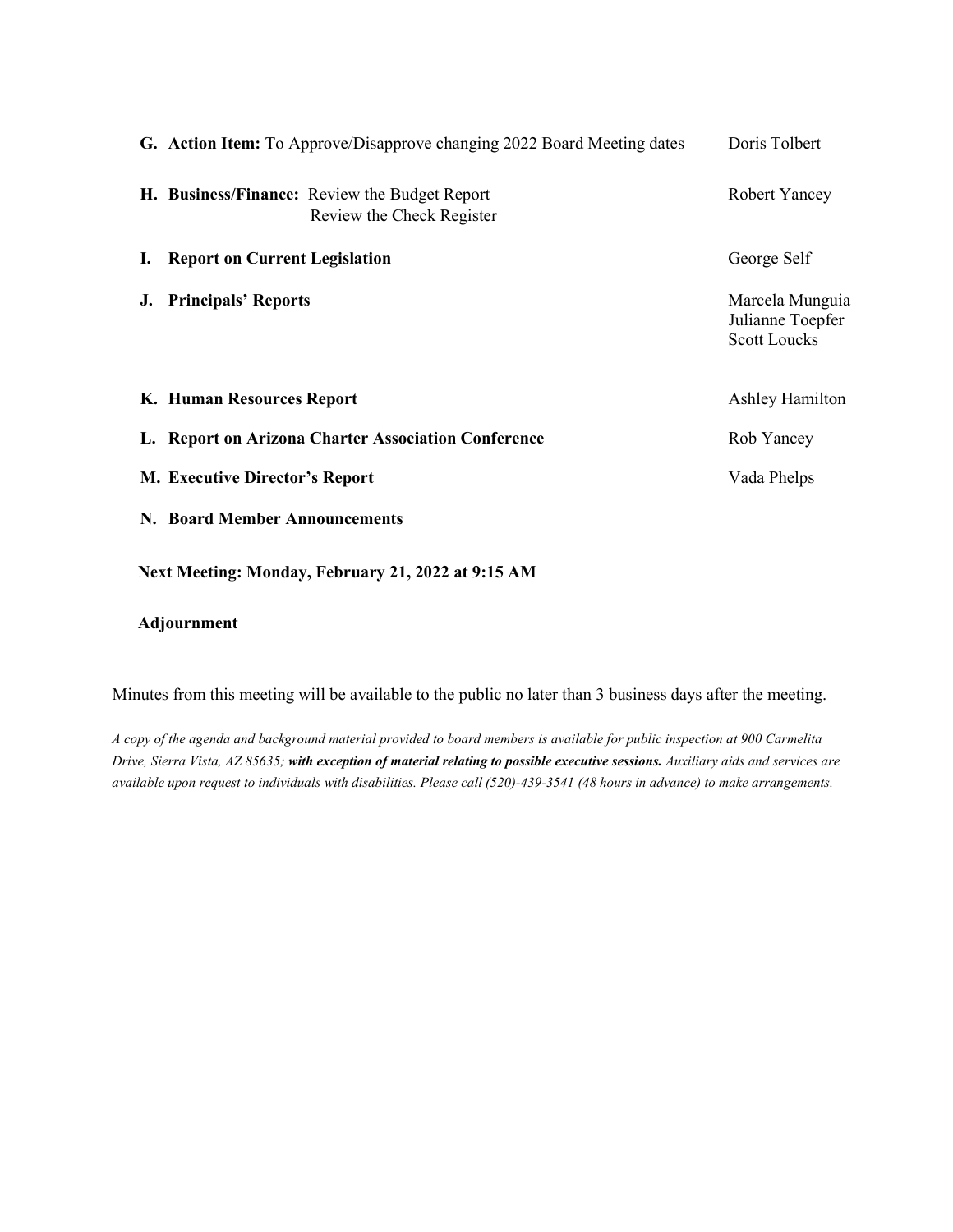| | | |
|---|---|---|
| **G.** | **Action Item:** To Approve/Disapprove changing 2022 Board Meeting dates | Doris Tolbert |
| **H.** | **Business/Finance:** Review the Budget Report<br>Review the Check Register | Robert Yancey |
| **I.** | **Report on Current Legislation** | George Self |
| **J.** | **Principals' Reports** | Marcela Munguia<br>Julianne Toepfer<br>Scott Loucks |
| **K.** | **Human Resources Report** | Ashley Hamilton |
| **L.** | **Report on Arizona Charter Association Conference** | Rob Yancey |
| **M.** | **Executive Director's Report** | Vada Phelps |
| **N.** | **Board Member Announcements** | |

**Next Meeting: Monday, February 21, 2022 at 9:15 AM**

**Adjournment**

Minutes from this meeting will be available to the public no later than 3 business days after the meeting.

*A copy of the agenda and background material provided to board members is available for public inspection at 900 Carmelita Drive, Sierra Vista, AZ 85635;* ***with exception of material relating to possible executive sessions.*** *Auxiliary aids and services are available upon request to individuals with disabilities. Please call (520)-439-3541 (48 hours in advance) to make arrangements.*